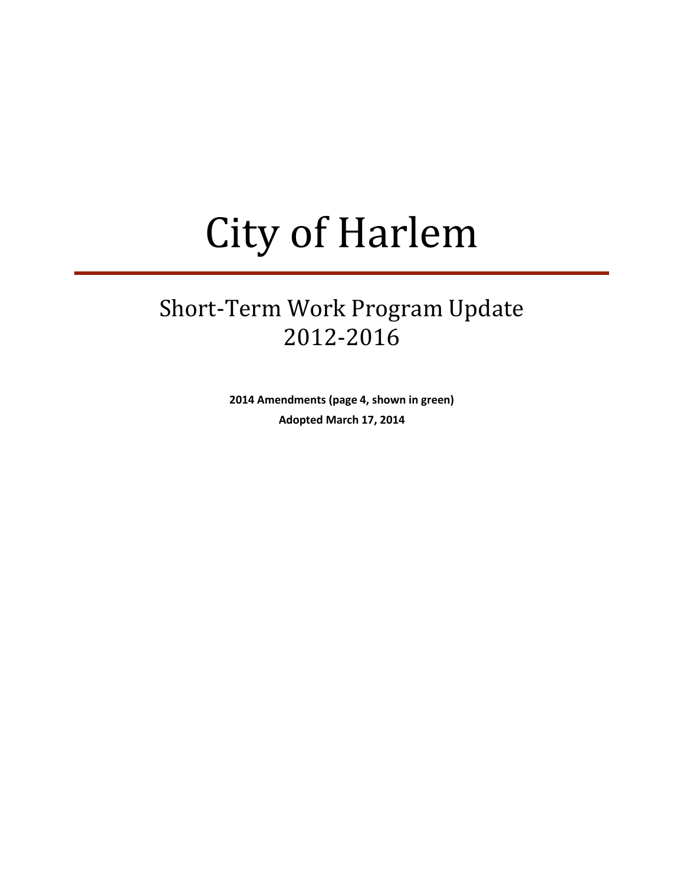# City of Harlem

## Short-Term Work Program Update 2012-2016

**2014 Amendments (page 4, shown in green)**

**Adopted March 17, 2014**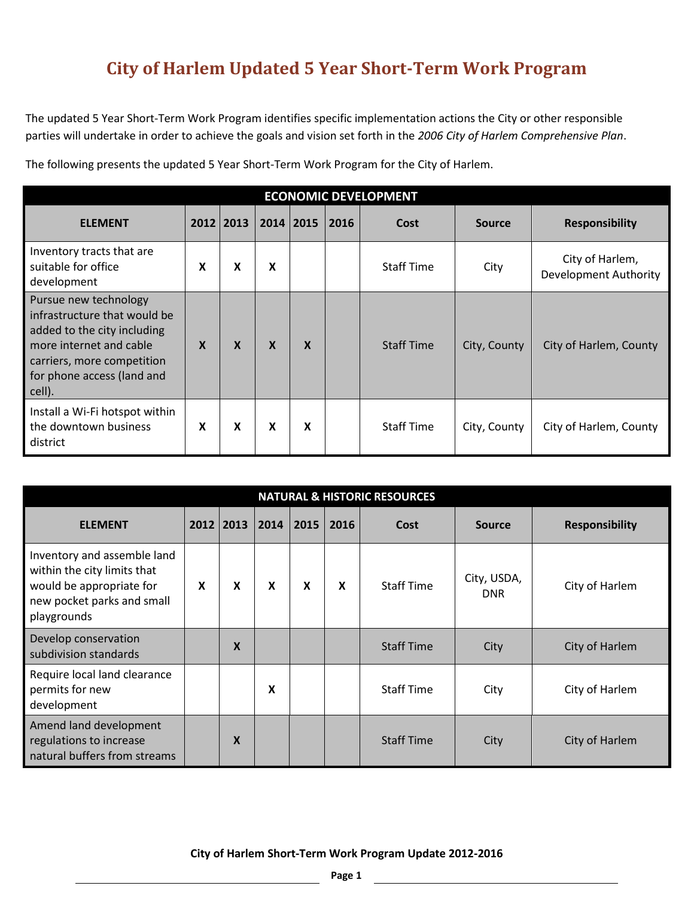# City of Harlem Updated 5 Year Short-Term Work Program

The updated 5 Year Short-Term Work Program identifies specific implementation actions the City or other responsible parties will undertake in order to achieve the goals and vision set forth in the *2006 City of Harlem Comprehensive Plan*.

The following presents the updated 5 Year Short-Term Work Program for the City of Harlem.

| ECONOMIC DEVELOPMENT | | | | | | | | |
|---|---|---|---|---|---|---|---|---|
| **ELEMENT** | **2012** | **2013** | **2014** | **2015** | **2016** | **Cost** | **Source** | **Responsibility** |
| Inventory tracts that are suitable for office development | X | X | X | | | Staff Time | City | City of Harlem, Development Authority |
| Pursue new technology infrastructure that would be added to the city including more internet and cable carriers, more competition for phone access (land and cell). | X | X | X | X | | Staff Time | City, County | City of Harlem, County |
| Install a Wi-Fi hotspot within the downtown business district | X | X | X | X | | Staff Time | City, County | City of Harlem, County |

| NATURAL & HISTORIC RESOURCES | | | | | | | | |
|---|---|---|---|---|---|---|---|---|
| **ELEMENT** | **2012** | **2013** | **2014** | **2015** | **2016** | **Cost** | **Source** | **Responsibility** |
| Inventory and assemble land within the city limits that would be appropriate for new pocket parks and small playgrounds | X | X | X | X | X | Staff Time | City, USDA, DNR | City of Harlem |
| Develop conservation subdivision standards | | X | | | | Staff Time | City | City of Harlem |
| Require local land clearance permits for new development | | | X | | | Staff Time | City | City of Harlem |
| Amend land development regulations to increase natural buffers from streams | | X | | | | Staff Time | City | City of Harlem |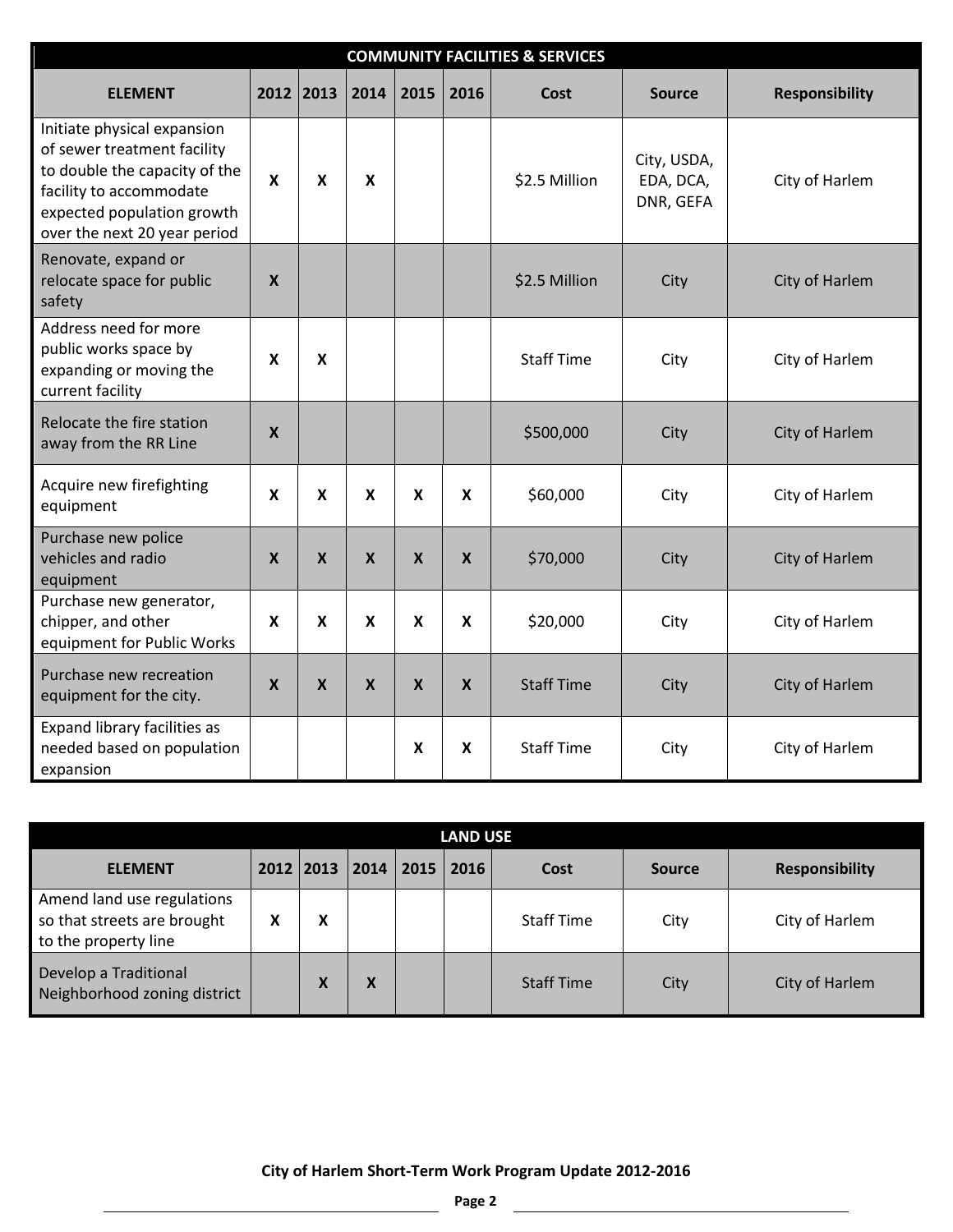| COMMUNITY FACILITIES & SERVICES | | | | | | | | |
|---|---|---|---|---|---|---|---|---|
| **ELEMENT** | **2012** | **2013** | **2014** | **2015** | **2016** | **Cost** | **Source** | **Responsibility** |
| Initiate physical expansion of sewer treatment facility to double the capacity of the facility to accommodate expected population growth over the next 20 year period | X | X | X | | | $2.5 Million | City, USDA, EDA, DCA, DNR, GEFA | City of Harlem |
| Renovate, expand or relocate space for public safety | X | | | | | $2.5 Million | City | City of Harlem |
| Address need for more public works space by expanding or moving the current facility | X | X | | | | Staff Time | City | City of Harlem |
| Relocate the fire station away from the RR Line | X | | | | | $500,000 | City | City of Harlem |
| Acquire new firefighting equipment | X | X | X | X | X | $60,000 | City | City of Harlem |
| Purchase new police vehicles and radio equipment | X | X | X | X | X | $70,000 | City | City of Harlem |
| Purchase new generator, chipper, and other equipment for Public Works | X | X | X | X | X | $20,000 | City | City of Harlem |
| Purchase new recreation equipment for the city. | X | X | X | X | X | Staff Time | City | City of Harlem |
| Expand library facilities as needed based on population expansion | | | | X | X | Staff Time | City | City of Harlem |

| LAND USE | | | | | | | | |
|---|---|---|---|---|---|---|---|---|
| **ELEMENT** | **2012** | **2013** | **2014** | **2015** | **2016** | **Cost** | **Source** | **Responsibility** |
| Amend land use regulations so that streets are brought to the property line | X | X | | | | Staff Time | City | City of Harlem |
| Develop a Traditional Neighborhood zoning district | | X | X | | | Staff Time | City | City of Harlem |

**City of Harlem Short-Term Work Program Update 2012-2016**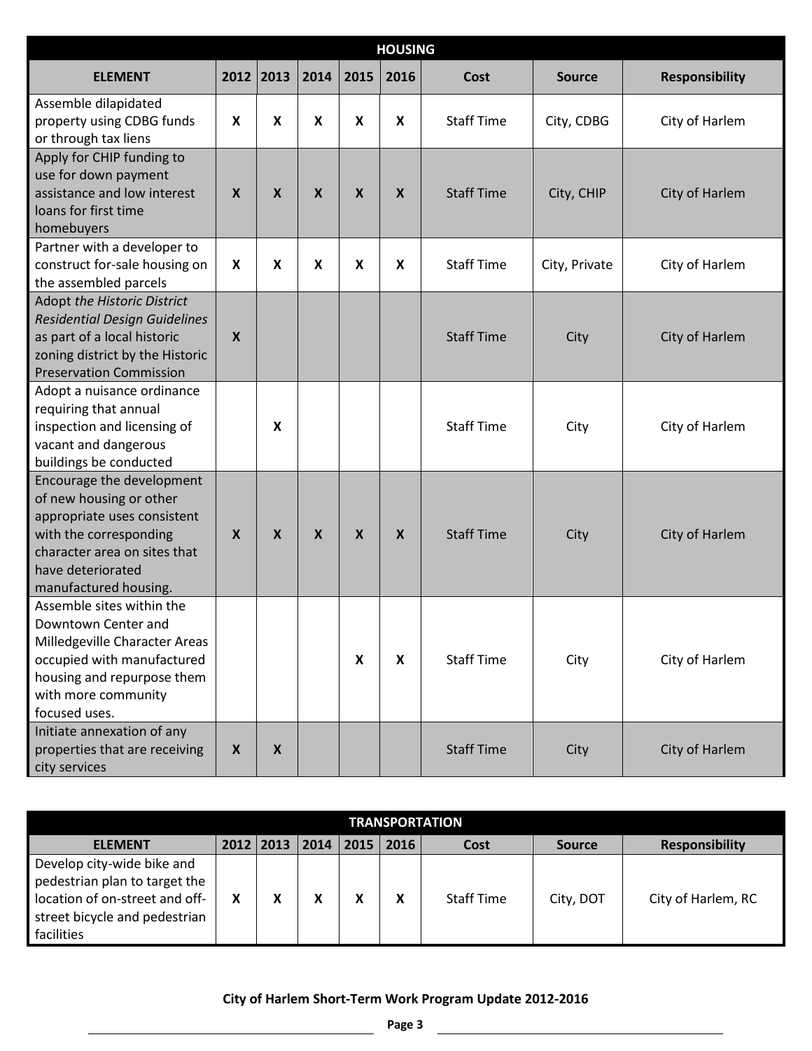| HOUSING | | | | | | | | |
|---|---|---|---|---|---|---|---|---|
| **ELEMENT** | **2012** | **2013** | **2014** | **2015** | **2016** | **Cost** | **Source** | **Responsibility** |
| Assemble dilapidated property using CDBG funds or through tax liens | X | X | X | X | X | Staff Time | City, CDBG | City of Harlem |
| Apply for CHIP funding to use for down payment assistance and low interest loans for first time homebuyers | X | X | X | X | X | Staff Time | City, CHIP | City of Harlem |
| Partner with a developer to construct for-sale housing on the assembled parcels | X | X | X | X | X | Staff Time | City, Private | City of Harlem |
| Adopt *the Historic District Residential Design Guidelines* as part of a local historic zoning district by the Historic Preservation Commission | X | | | | | Staff Time | City | City of Harlem |
| Adopt a nuisance ordinance requiring that annual inspection and licensing of vacant and dangerous buildings be conducted | | X | | | | Staff Time | City | City of Harlem |
| Encourage the development of new housing or other appropriate uses consistent with the corresponding character area on sites that have deteriorated manufactured housing. | X | X | X | X | X | Staff Time | City | City of Harlem |
| Assemble sites within the Downtown Center and Milledgeville Character Areas occupied with manufactured housing and repurpose them with more community focused uses. | | | | X | X | Staff Time | City | City of Harlem |
| Initiate annexation of any properties that are receiving city services | X | X | | | | Staff Time | City | City of Harlem |

| TRANSPORTATION | | | | | | | | |
|---|---|---|---|---|---|---|---|---|
| **ELEMENT** | **2012** | **2013** | **2014** | **2015** | **2016** | **Cost** | **Source** | **Responsibility** |
| Develop city-wide bike and pedestrian plan to target the location of on-street and off-street bicycle and pedestrian facilities | X | X | X | X | X | Staff Time | City, DOT | City of Harlem, RC |

**City of Harlem Short-Term Work Program Update 2012-2016**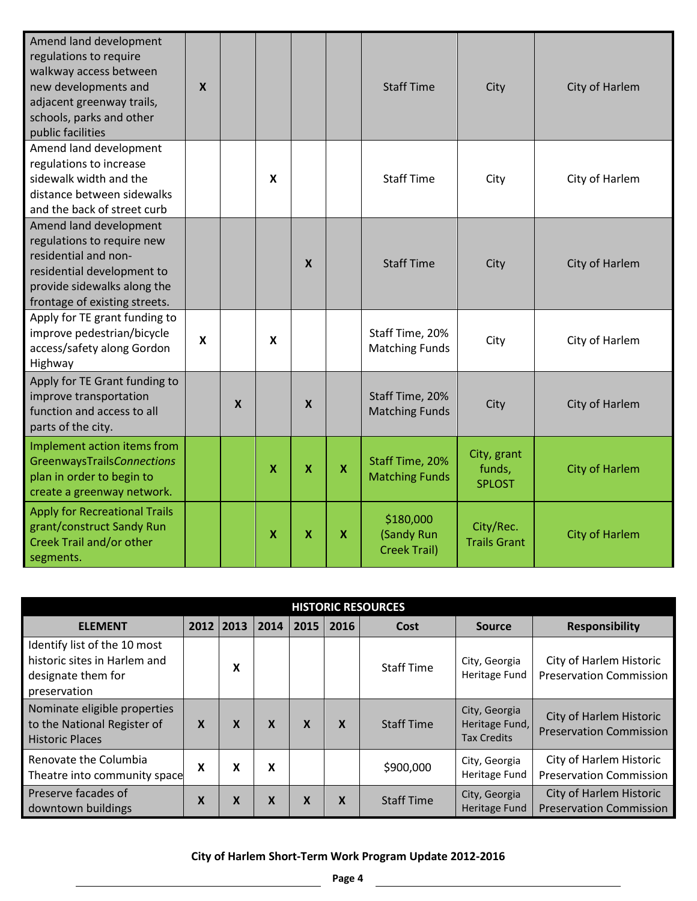| Amend land development regulations to require walkway access between new developments and adjacent greenway trails, schools, parks and other public facilities | X | | | | | Staff Time | City | City of Harlem |
|---|---|---|---|---|---|---|---|---|
| Amend land development regulations to increase sidewalk width and the distance between sidewalks and the back of street curb | | | X | | | Staff Time | City | City of Harlem |
| Amend land development regulations to require new residential and non-residential development to provide sidewalks along the frontage of existing streets. | | | | X | | Staff Time | City | City of Harlem |
| Apply for TE grant funding to improve pedestrian/bicycle access/safety along Gordon Highway | X | | X | | | Staff Time, 20% Matching Funds | City | City of Harlem |
| Apply for TE Grant funding to improve transportation function and access to all parts of the city. | | X | | X | | Staff Time, 20% Matching Funds | City | City of Harlem |
| Implement action items from GreenwaysTrails*Connections* plan in order to begin to create a greenway network. | | | X | X | X | Staff Time, 20% Matching Funds | City, grant funds, SPLOST | City of Harlem |
| Apply for Recreational Trails grant/construct Sandy Run Creek Trail and/or other segments. | | | X | X | X | $180,000 (Sandy Run Creek Trail) | City/Rec. Trails Grant | City of Harlem |

| HISTORIC RESOURCES | | | | | | | | |
|---|---|---|---|---|---|---|---|---|
| **ELEMENT** | **2012** | **2013** | **2014** | **2015** | **2016** | **Cost** | **Source** | **Responsibility** |
| Identify list of the 10 most historic sites in Harlem and designate them for preservation | | X | | | | Staff Time | City, Georgia Heritage Fund | City of Harlem Historic Preservation Commission |
| Nominate eligible properties to the National Register of Historic Places | X | X | X | X | X | Staff Time | City, Georgia Heritage Fund, Tax Credits | City of Harlem Historic Preservation Commission |
| Renovate the Columbia Theatre into community space | X | X | X | | | $900,000 | City, Georgia Heritage Fund | City of Harlem Historic Preservation Commission |
| Preserve facades of downtown buildings | X | X | X | X | X | Staff Time | City, Georgia Heritage Fund | City of Harlem Historic Preservation Commission |

**City of Harlem Short-Term Work Program Update 2012-2016**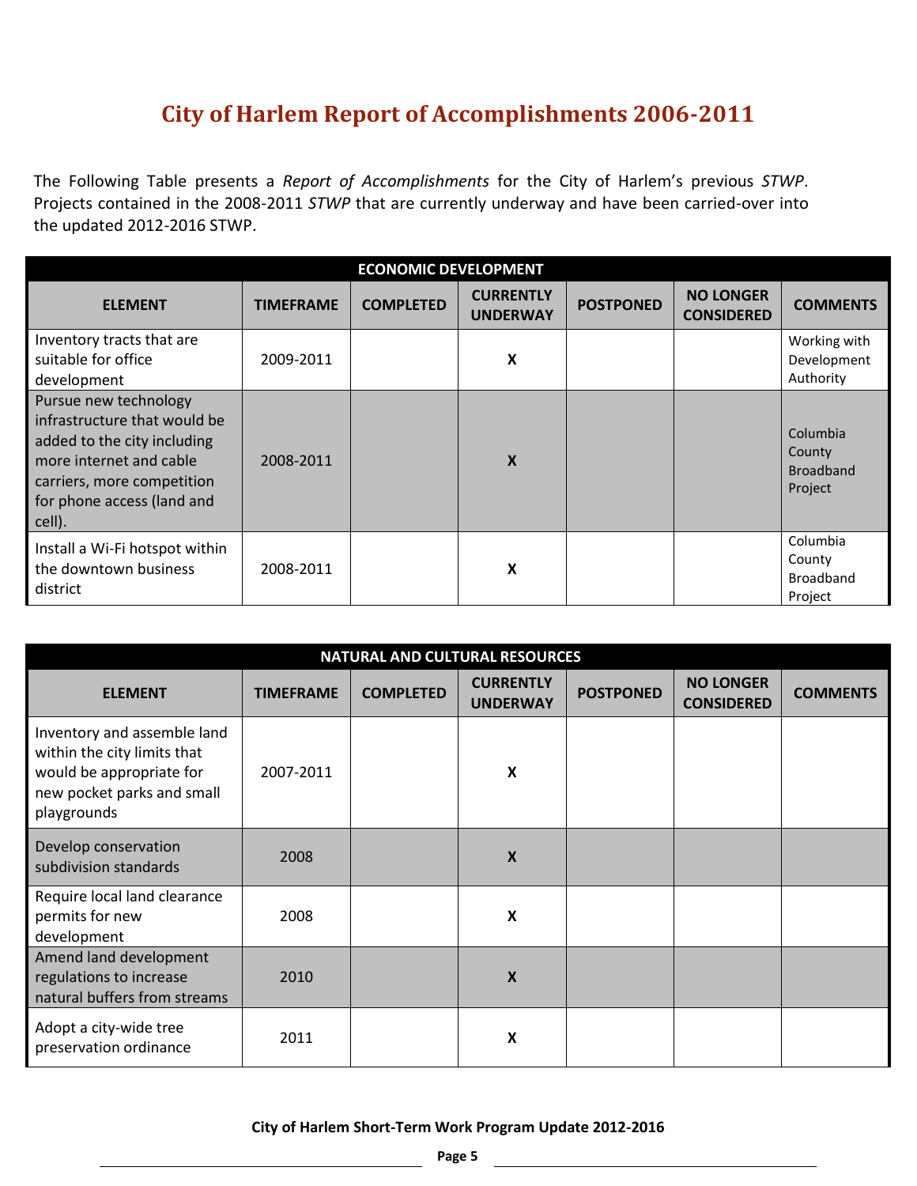# City of Harlem Report of Accomplishments 2006-2011

The Following Table presents a *Report of Accomplishments* for the City of Harlem's previous *STWP*. Projects contained in the 2008-2011 *STWP* that are currently underway and have been carried-over into the updated 2012-2016 STWP.

| ECONOMIC DEVELOPMENT | | | | | | |
|---|---|---|---|---|---|---|
| **ELEMENT** | **TIMEFRAME** | **COMPLETED** | **CURRENTLY UNDERWAY** | **POSTPONED** | **NO LONGER CONSIDERED** | **COMMENTS** |
| Inventory tracts that are suitable for office development | 2009-2011 | | X | | | Working with Development Authority |
| Pursue new technology infrastructure that would be added to the city including more internet and cable carriers, more competition for phone access (land and cell). | 2008-2011 | | X | | | Columbia County Broadband Project |
| Install a Wi-Fi hotspot within the downtown business district | 2008-2011 | | X | | | Columbia County Broadband Project |

| NATURAL AND CULTURAL RESOURCES | | | | | | |
|---|---|---|---|---|---|---|
| **ELEMENT** | **TIMEFRAME** | **COMPLETED** | **CURRENTLY UNDERWAY** | **POSTPONED** | **NO LONGER CONSIDERED** | **COMMENTS** |
| Inventory and assemble land within the city limits that would be appropriate for new pocket parks and small playgrounds | 2007-2011 | | X | | | |
| Develop conservation subdivision standards | 2008 | | X | | | |
| Require local land clearance permits for new development | 2008 | | X | | | |
| Amend land development regulations to increase natural buffers from streams | 2010 | | X | | | |
| Adopt a city-wide tree preservation ordinance | 2011 | | X | | | |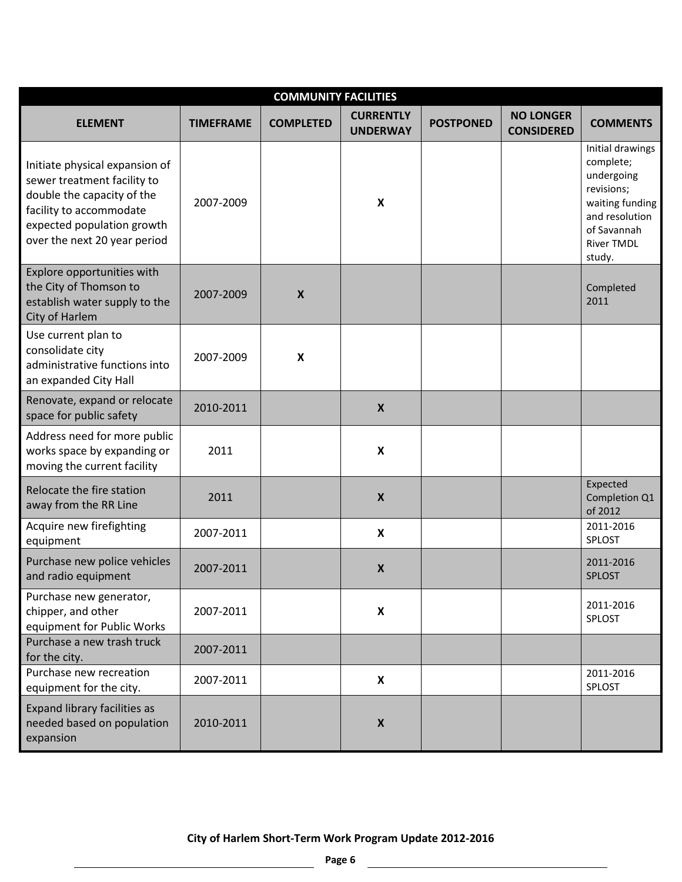| COMMUNITY FACILITIES | | | | | | |
|---|---|---|---|---|---|---|
| **ELEMENT** | **TIMEFRAME** | **COMPLETED** | **CURRENTLY UNDERWAY** | **POSTPONED** | **NO LONGER CONSIDERED** | **COMMENTS** |
| Initiate physical expansion of sewer treatment facility to double the capacity of the facility to accommodate expected population growth over the next 20 year period | 2007-2009 | | X | | | Initial drawings complete; undergoing revisions; waiting funding and resolution of Savannah River TMDL study. |
| Explore opportunities with the City of Thomson to establish water supply to the City of Harlem | 2007-2009 | X | | | | Completed 2011 |
| Use current plan to consolidate city administrative functions into an expanded City Hall | 2007-2009 | X | | | | |
| Renovate, expand or relocate space for public safety | 2010-2011 | | X | | | |
| Address need for more public works space by expanding or moving the current facility | 2011 | | X | | | |
| Relocate the fire station away from the RR Line | 2011 | | X | | | Expected Completion Q1 of 2012 |
| Acquire new firefighting equipment | 2007-2011 | | X | | | 2011-2016 SPLOST |
| Purchase new police vehicles and radio equipment | 2007-2011 | | X | | | 2011-2016 SPLOST |
| Purchase new generator, chipper, and other equipment for Public Works | 2007-2011 | | X | | | 2011-2016 SPLOST |
| Purchase a new trash truck for the city. | 2007-2011 | | | | | |
| Purchase new recreation equipment for the city. | 2007-2011 | | X | | | 2011-2016 SPLOST |
| Expand library facilities as needed based on population expansion | 2010-2011 | | X | | | |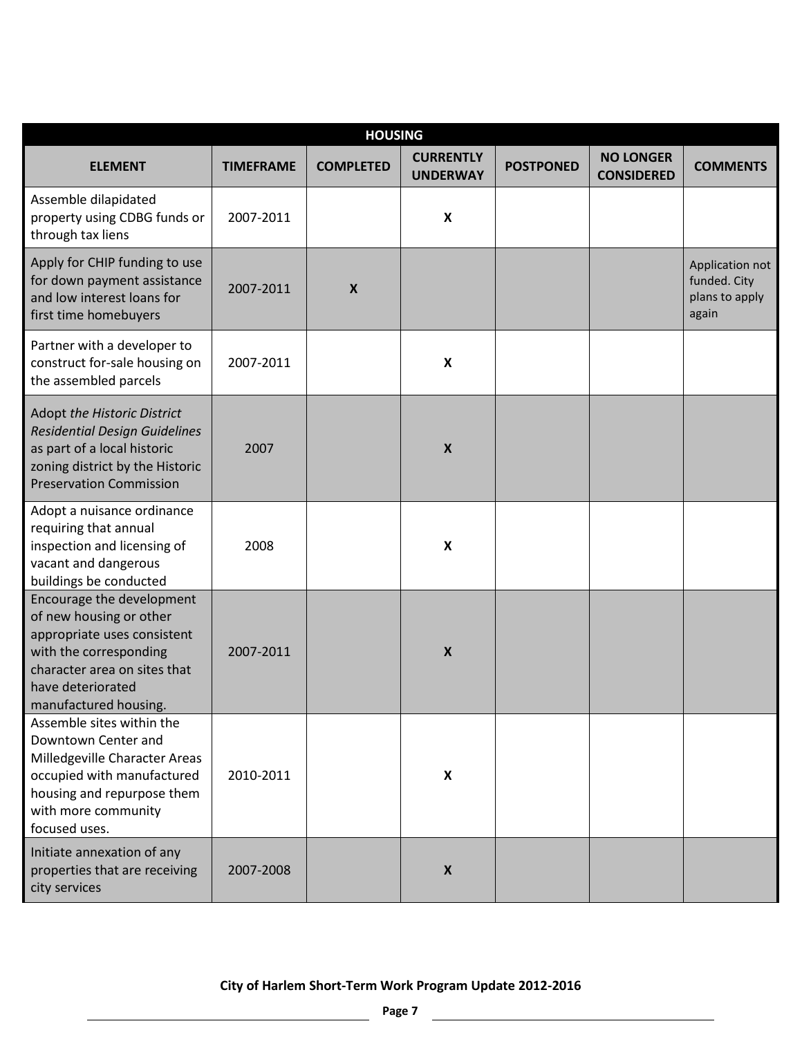| HOUSING | | | | | | |
|---|---|---|---|---|---|---|
| **ELEMENT** | **TIMEFRAME** | **COMPLETED** | **CURRENTLY UNDERWAY** | **POSTPONED** | **NO LONGER CONSIDERED** | **COMMENTS** |
| Assemble dilapidated property using CDBG funds or through tax liens | 2007-2011 | | X | | | |
| Apply for CHIP funding to use for down payment assistance and low interest loans for first time homebuyers | 2007-2011 | X | | | | Application not funded. City plans to apply again |
| Partner with a developer to construct for-sale housing on the assembled parcels | 2007-2011 | | X | | | |
| Adopt *the Historic District Residential Design Guidelines* as part of a local historic zoning district by the Historic Preservation Commission | 2007 | | X | | | |
| Adopt a nuisance ordinance requiring that annual inspection and licensing of vacant and dangerous buildings be conducted | 2008 | | X | | | |
| Encourage the development of new housing or other appropriate uses consistent with the corresponding character area on sites that have deteriorated manufactured housing. | 2007-2011 | | X | | | |
| Assemble sites within the Downtown Center and Milledgeville Character Areas occupied with manufactured housing and repurpose them with more community focused uses. | 2010-2011 | | X | | | |
| Initiate annexation of any properties that are receiving city services | 2007-2008 | | X | | | |

**City of Harlem Short-Term Work Program Update 2012-2016**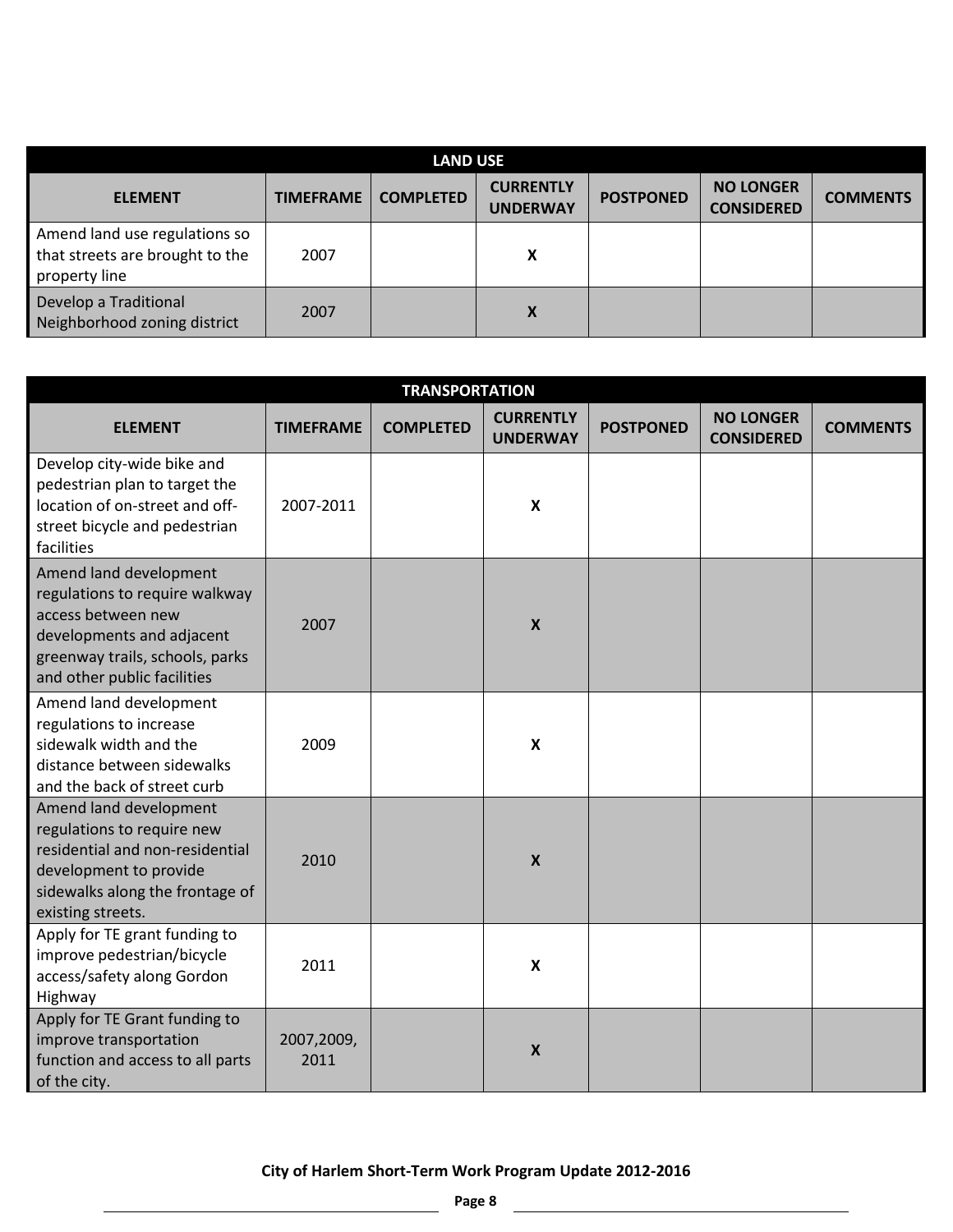| LAND USE | | | | | | |
|---|---|---|---|---|---|---|
| **ELEMENT** | **TIMEFRAME** | **COMPLETED** | **CURRENTLY UNDERWAY** | **POSTPONED** | **NO LONGER CONSIDERED** | **COMMENTS** |
| Amend land use regulations so that streets are brought to the property line | 2007 | | X | | | |
| Develop a Traditional Neighborhood zoning district | 2007 | | X | | | |

| TRANSPORTATION | | | | | | |
|---|---|---|---|---|---|---|
| **ELEMENT** | **TIMEFRAME** | **COMPLETED** | **CURRENTLY UNDERWAY** | **POSTPONED** | **NO LONGER CONSIDERED** | **COMMENTS** |
| Develop city-wide bike and pedestrian plan to target the location of on-street and off-street bicycle and pedestrian facilities | 2007-2011 | | X | | | |
| Amend land development regulations to require walkway access between new developments and adjacent greenway trails, schools, parks and other public facilities | 2007 | | X | | | |
| Amend land development regulations to increase sidewalk width and the distance between sidewalks and the back of street curb | 2009 | | X | | | |
| Amend land development regulations to require new residential and non-residential development to provide sidewalks along the frontage of existing streets. | 2010 | | X | | | |
| Apply for TE grant funding to improve pedestrian/bicycle access/safety along Gordon Highway | 2011 | | X | | | |
| Apply for TE Grant funding to improve transportation function and access to all parts of the city. | 2007,2009, 2011 | | X | | | |

**City of Harlem Short-Term Work Program Update 2012-2016**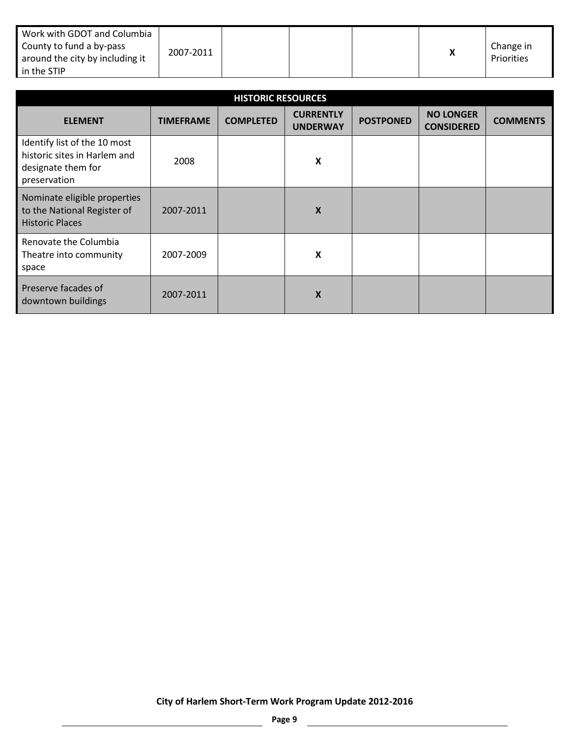| Work with GDOT and Columbia County to fund a by-pass around the city by including it in the STIP | 2007-2011 | | | | X | Change in Priorities |
|---|---|---|---|---|---|---|

| HISTORIC RESOURCES | | | | | | |
|---|---|---|---|---|---|---|
| **ELEMENT** | **TIMEFRAME** | **COMPLETED** | **CURRENTLY UNDERWAY** | **POSTPONED** | **NO LONGER CONSIDERED** | **COMMENTS** |
| Identify list of the 10 most historic sites in Harlem and designate them for preservation | 2008 | | X | | | |
| Nominate eligible properties to the National Register of Historic Places | 2007-2011 | | X | | | |
| Renovate the Columbia Theatre into community space | 2007-2009 | | X | | | |
| Preserve facades of downtown buildings | 2007-2011 | | X | | | |

**City of Harlem Short-Term Work Program Update 2012-2016**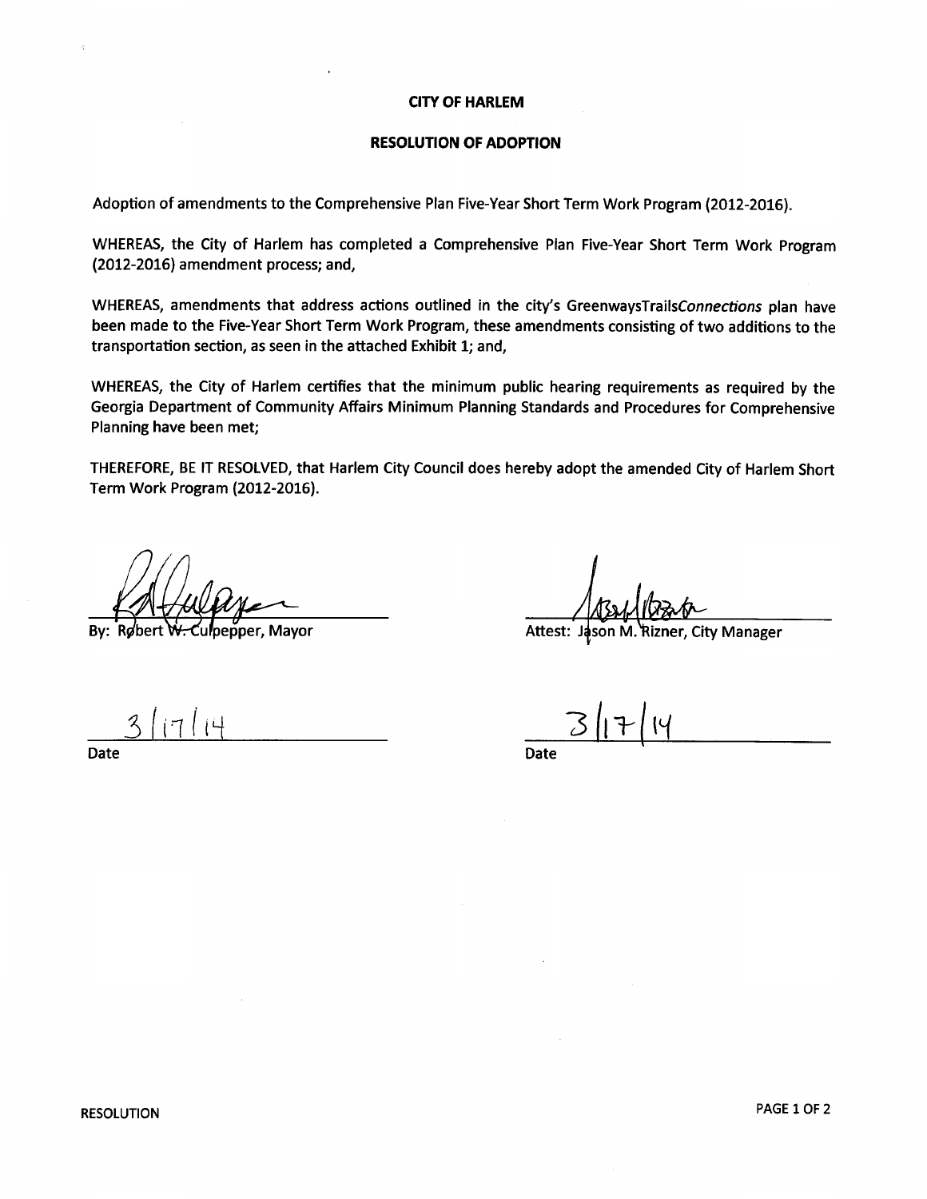**CITY OF HARLEM**

**RESOLUTION OF ADOPTION**

Adoption of amendments to the Comprehensive Plan Five-Year Short Term Work Program (2012-2016).

WHEREAS, the City of Harlem has completed a Comprehensive Plan Five-Year Short Term Work Program (2012-2016) amendment process; and,

WHEREAS, amendments that address actions outlined in the city's GreenwaysTrails*Connections* plan have been made to the Five-Year Short Term Work Program, these amendments consisting of two additions to the transportation section, as seen in the attached Exhibit 1; and,

WHEREAS, the City of Harlem certifies that the minimum public hearing requirements as required by the Georgia Department of Community Affairs Minimum Planning Standards and Procedures for Comprehensive Planning have been met;

THEREFORE, BE IT RESOLVED, that Harlem City Council does hereby adopt the amended City of Harlem Short Term Work Program (2012-2016).

By: Robert W. Culpepper, Mayor

3/17/14
Date

Attest: Jason M. Rizner, City Manager

3/17/14
Date

RESOLUTION